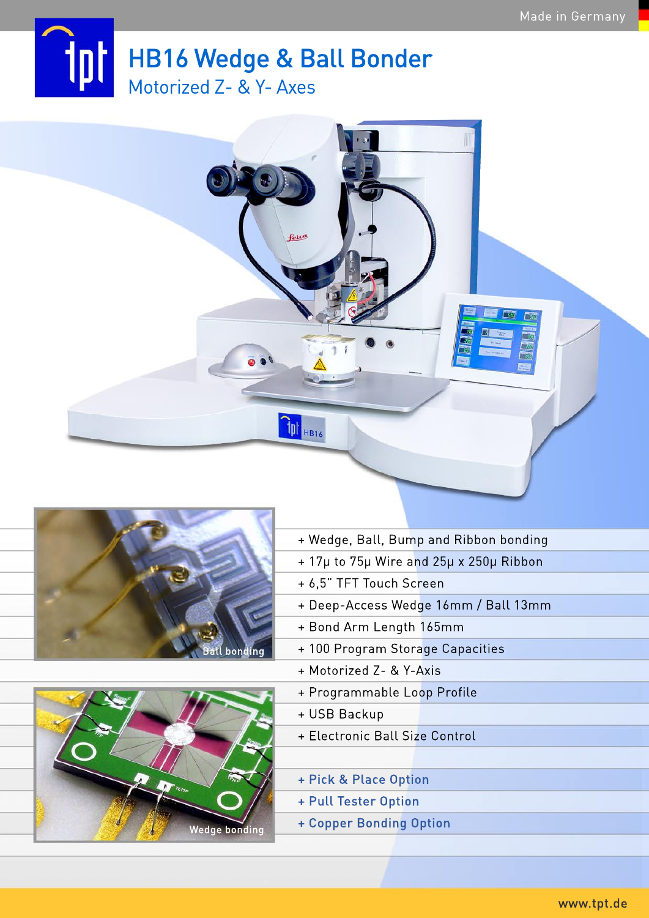Made in Germany

# HB16 Wedge & Ball Bonder

## Motorized Z- & Y- Axes

Ball bonding

Wedge bonding

- + Wedge, Ball, Bump and Ribbon bonding
- + 17µ to 75µ Wire and 25µ x 250µ Ribbon
- + 6,5" TFT Touch Screen
- + Deep-Access Wedge 16mm / Ball 13mm
- + Bond Arm Length 165mm
- + 100 Program Storage Capacities
- + Motorized Z- & Y-Axis
- + Programmable Loop Profile
- + USB Backup
- + Electronic Ball Size Control

- **+ Pick & Place Option**
- **+ Pull Tester Option**
- **+ Copper Bonding Option**

www.tpt.de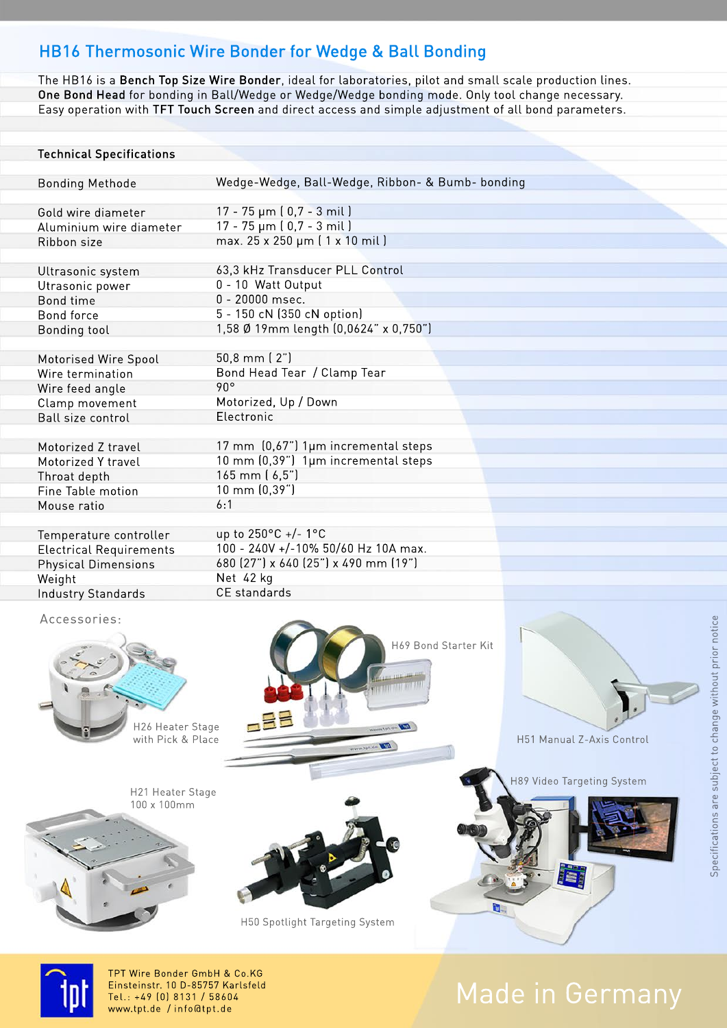## HB16 Thermosonic Wire Bonder for Wedge & Ball Bonding

The HB16 is a **Bench Top Size Wire Bonder**, ideal for laboratories, pilot and small scale production lines.
**One Bond Head** for bonding in Ball/Wedge or Wedge/Wedge bonding mode. Only tool change necessary.
Easy operation with **TFT Touch Screen** and direct access and simple adjustment of all bond parameters.

**Technical Specifications**

| | |
|---|---|
| Bonding Methode | Wedge-Wedge, Ball-Wedge, Ribbon- & Bumb- bonding |
| Gold wire diameter | 17 - 75 µm ( 0,7 - 3 mil ) |
| Aluminium wire diameter | 17 - 75 µm ( 0,7 - 3 mil ) |
| Ribbon size | max. 25 x 250 µm ( 1 x 10 mil ) |
| Ultrasonic system | 63,3 kHz Transducer PLL Control |
| Ultrasonic power | 0 - 10 Watt Output |
| Bond time | 0 - 20000 msec. |
| Bond force | 5 - 150 cN (350 cN option) |
| Bonding tool | 1,58 Ø 19mm length (0,0624" x 0,750") |
| Motorised Wire Spool | 50,8 mm ( 2") |
| Wire termination | Bond Head Tear / Clamp Tear |
| Wire feed angle | 90° |
| Clamp movement | Motorized, Up / Down |
| Ball size control | Electronic |
| Motorized Z travel | 17 mm (0,67") 1µm incremental steps |
| Motorized Y travel | 10 mm (0,39") 1µm incremental steps |
| Throat depth | 165 mm ( 6,5") |
| Fine Table motion | 10 mm (0,39") |
| Mouse ratio | 6:1 |
| Temperature controller | up to 250°C +/- 1°C |
| Electrical Requirements | 100 - 240V +/-10% 50/60 Hz 10A max. |
| Physical Dimensions | 680 (27") x 640 (25") x 490 mm (19") |
| Weight | Net 42 kg |
| Industry Standards | CE standards |

Accessories:

H26 Heater Stage with Pick & Place

H69 Bond Starter Kit

H51 Manual Z-Axis Control

H21 Heater Stage 100 x 100mm

H89 Video Targeting System

H50 Spotlight Targeting System

Specifications are subject to change without prior notice

TPT Wire Bonder GmbH & Co.KG
Einsteinstr. 10 D-85757 Karlsfeld
Tel.: +49 (0) 8131 / 58604
www.tpt.de / info@tpt.de

Made in Germany